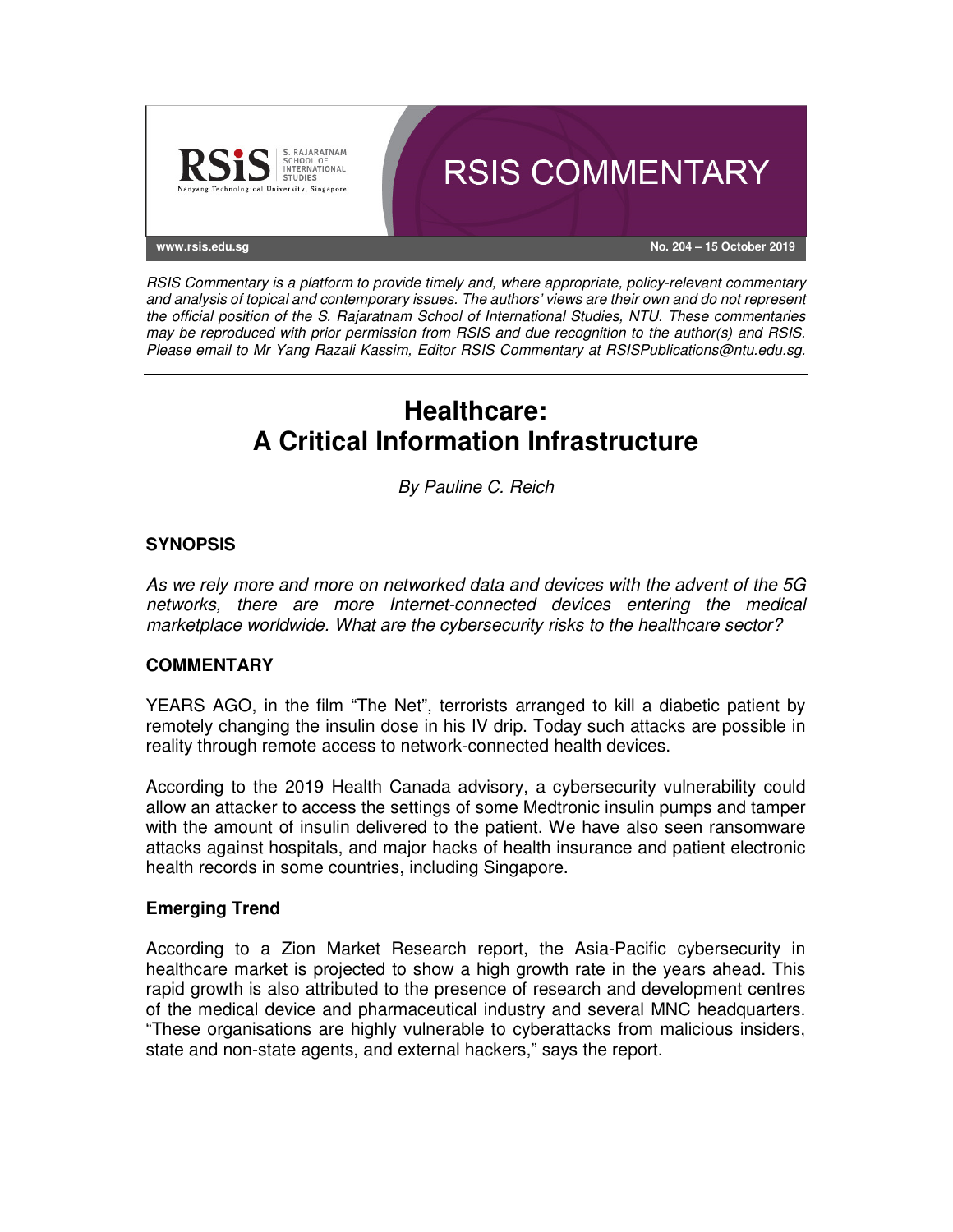RSIS COMMENTARY

www.rsis.edu.sg

No. 204 – 15 October 2019

*RSIS Commentary is a platform to provide timely and, where appropriate, policy-relevant commentary and analysis of topical and contemporary issues. The authors' views are their own and do not represent the official position of the S. Rajaratnam School of International Studies, NTU. These commentaries may be reproduced with prior permission from RSIS and due recognition to the author(s) and RSIS. Please email to Mr Yang Razali Kassim, Editor RSIS Commentary at RSISPublications@ntu.edu.sg.*

# Healthcare: A Critical Information Infrastructure

*By Pauline C. Reich*

## SYNOPSIS

*As we rely more and more on networked data and devices with the advent of the 5G networks, there are more Internet-connected devices entering the medical marketplace worldwide. What are the cybersecurity risks to the healthcare sector?*

## COMMENTARY

YEARS AGO, in the film "The Net", terrorists arranged to kill a diabetic patient by remotely changing the insulin dose in his IV drip. Today such attacks are possible in reality through remote access to network-connected health devices.

According to the 2019 Health Canada advisory, a cybersecurity vulnerability could allow an attacker to access the settings of some Medtronic insulin pumps and tamper with the amount of insulin delivered to the patient. We have also seen ransomware attacks against hospitals, and major hacks of health insurance and patient electronic health records in some countries, including Singapore.

### Emerging Trend

According to a Zion Market Research report, the Asia-Pacific cybersecurity in healthcare market is projected to show a high growth rate in the years ahead. This rapid growth is also attributed to the presence of research and development centres of the medical device and pharmaceutical industry and several MNC headquarters. "These organisations are highly vulnerable to cyberattacks from malicious insiders, state and non-state agents, and external hackers," says the report.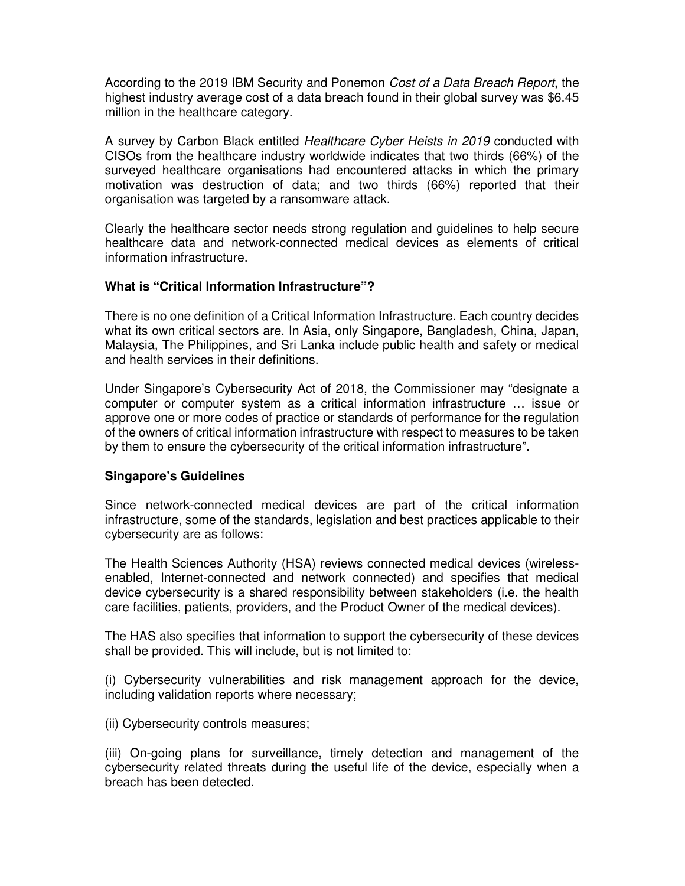According to the 2019 IBM Security and Ponemon *Cost of a Data Breach Report*, the highest industry average cost of a data breach found in their global survey was $6.45 million in the healthcare category.

A survey by Carbon Black entitled *Healthcare Cyber Heists in 2019* conducted with CISOs from the healthcare industry worldwide indicates that two thirds (66%) of the surveyed healthcare organisations had encountered attacks in which the primary motivation was destruction of data; and two thirds (66%) reported that their organisation was targeted by a ransomware attack.

Clearly the healthcare sector needs strong regulation and guidelines to help secure healthcare data and network-connected medical devices as elements of critical information infrastructure.

**What is "Critical Information Infrastructure"?**

There is no one definition of a Critical Information Infrastructure. Each country decides what its own critical sectors are. In Asia, only Singapore, Bangladesh, China, Japan, Malaysia, The Philippines, and Sri Lanka include public health and safety or medical and health services in their definitions.

Under Singapore's Cybersecurity Act of 2018, the Commissioner may "designate a computer or computer system as a critical information infrastructure … issue or approve one or more codes of practice or standards of performance for the regulation of the owners of critical information infrastructure with respect to measures to be taken by them to ensure the cybersecurity of the critical information infrastructure".

**Singapore's Guidelines**

Since network-connected medical devices are part of the critical information infrastructure, some of the standards, legislation and best practices applicable to their cybersecurity are as follows:

The Health Sciences Authority (HSA) reviews connected medical devices (wireless-enabled, Internet-connected and network connected) and specifies that medical device cybersecurity is a shared responsibility between stakeholders (i.e. the health care facilities, patients, providers, and the Product Owner of the medical devices).

The HAS also specifies that information to support the cybersecurity of these devices shall be provided. This will include, but is not limited to:

(i) Cybersecurity vulnerabilities and risk management approach for the device, including validation reports where necessary;

(ii) Cybersecurity controls measures;

(iii) On-going plans for surveillance, timely detection and management of the cybersecurity related threats during the useful life of the device, especially when a breach has been detected.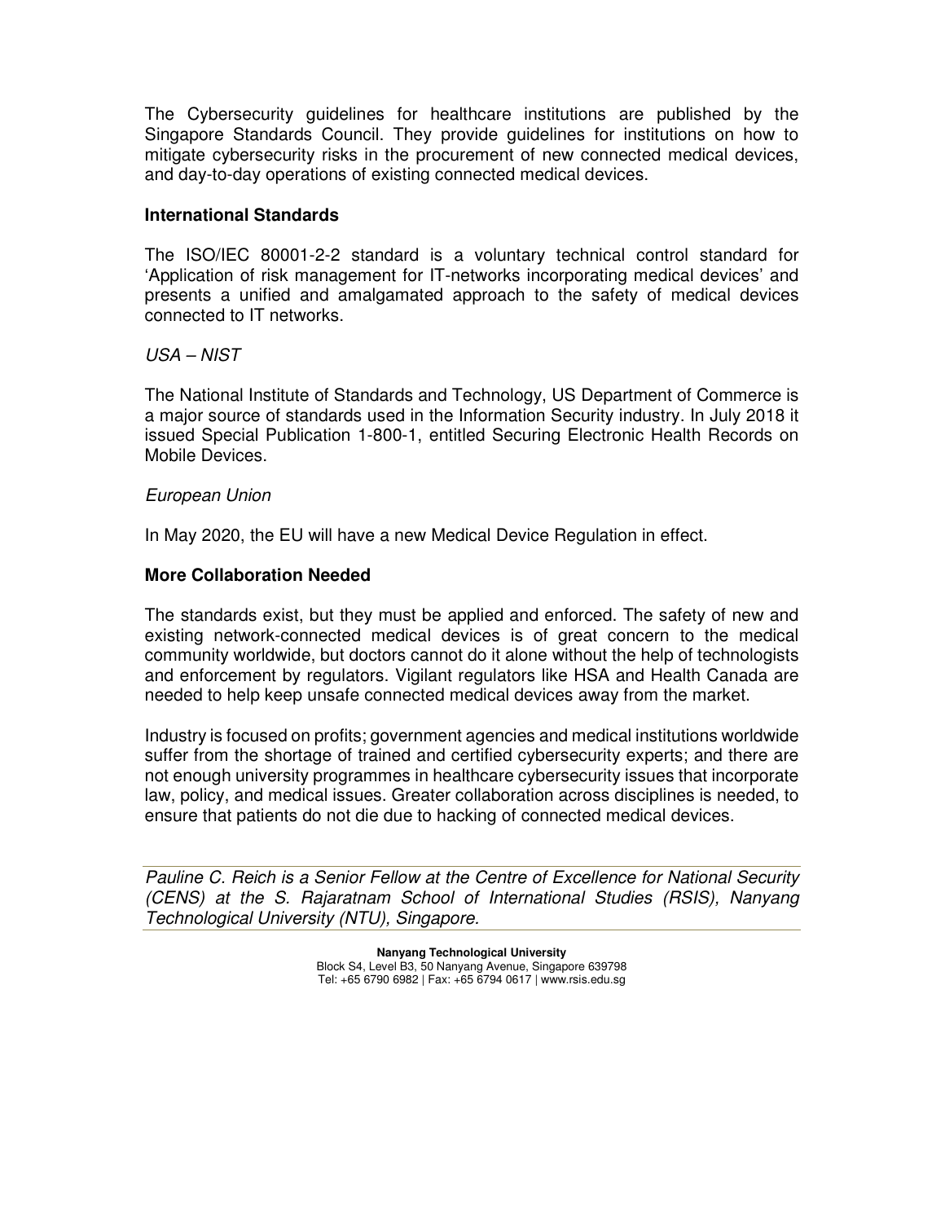The Cybersecurity guidelines for healthcare institutions are published by the Singapore Standards Council. They provide guidelines for institutions on how to mitigate cybersecurity risks in the procurement of new connected medical devices, and day-to-day operations of existing connected medical devices.

### International Standards

The ISO/IEC 80001-2-2 standard is a voluntary technical control standard for 'Application of risk management for IT-networks incorporating medical devices' and presents a unified and amalgamated approach to the safety of medical devices connected to IT networks.

*USA – NIST*

The National Institute of Standards and Technology, US Department of Commerce is a major source of standards used in the Information Security industry. In July 2018 it issued Special Publication 1-800-1, entitled Securing Electronic Health Records on Mobile Devices.

*European Union*

In May 2020, the EU will have a new Medical Device Regulation in effect.

### More Collaboration Needed

The standards exist, but they must be applied and enforced. The safety of new and existing network-connected medical devices is of great concern to the medical community worldwide, but doctors cannot do it alone without the help of technologists and enforcement by regulators. Vigilant regulators like HSA and Health Canada are needed to help keep unsafe connected medical devices away from the market.

Industry is focused on profits; government agencies and medical institutions worldwide suffer from the shortage of trained and certified cybersecurity experts; and there are not enough university programmes in healthcare cybersecurity issues that incorporate law, policy, and medical issues. Greater collaboration across disciplines is needed, to ensure that patients do not die due to hacking of connected medical devices.

---

*Pauline C. Reich is a Senior Fellow at the Centre of Excellence for National Security (CENS) at the S. Rajaratnam School of International Studies (RSIS), Nanyang Technological University (NTU), Singapore.*

---

**Nanyang Technological University**
Block S4, Level B3, 50 Nanyang Avenue, Singapore 639798
Tel: +65 6790 6982 | Fax: +65 6794 0617 | www.rsis.edu.sg